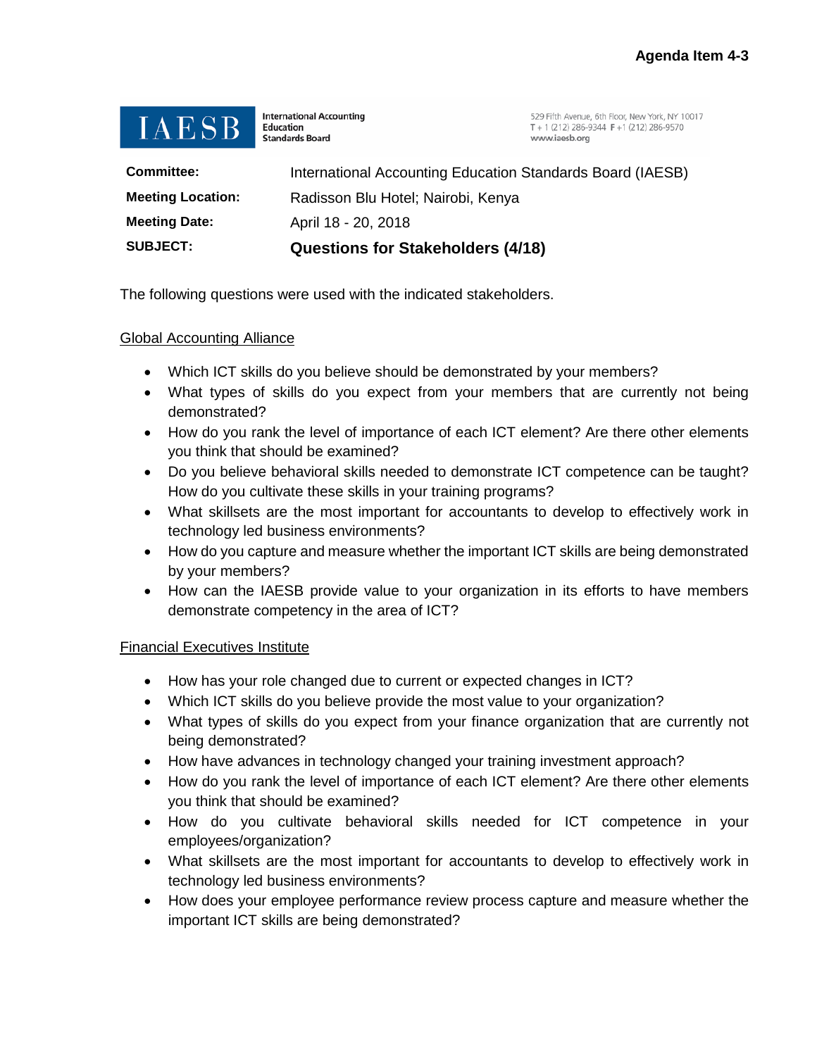**Agenda Item 4-3**

**IAESB** International Accounting Education Standards Board

529 Fifth Avenue, 6th Floor, New York, NY 10017
T + 1 (212) 286-9344 F +1 (212) 286-9570
www.iaesb.org

| | |
|---|---|
| **Committee:** | International Accounting Education Standards Board (IAESB) |
| **Meeting Location:** | Radisson Blu Hotel; Nairobi, Kenya |
| **Meeting Date:** | April 18 - 20, 2018 |
| **SUBJECT:** | **Questions for Stakeholders (4/18)** |

The following questions were used with the indicated stakeholders.

Global Accounting Alliance

- Which ICT skills do you believe should be demonstrated by your members?
- What types of skills do you expect from your members that are currently not being demonstrated?
- How do you rank the level of importance of each ICT element? Are there other elements you think that should be examined?
- Do you believe behavioral skills needed to demonstrate ICT competence can be taught? How do you cultivate these skills in your training programs?
- What skillsets are the most important for accountants to develop to effectively work in technology led business environments?
- How do you capture and measure whether the important ICT skills are being demonstrated by your members?
- How can the IAESB provide value to your organization in its efforts to have members demonstrate competency in the area of ICT?

Financial Executives Institute

- How has your role changed due to current or expected changes in ICT?
- Which ICT skills do you believe provide the most value to your organization?
- What types of skills do you expect from your finance organization that are currently not being demonstrated?
- How have advances in technology changed your training investment approach?
- How do you rank the level of importance of each ICT element? Are there other elements you think that should be examined?
- How do you cultivate behavioral skills needed for ICT competence in your employees/organization?
- What skillsets are the most important for accountants to develop to effectively work in technology led business environments?
- How does your employee performance review process capture and measure whether the important ICT skills are being demonstrated?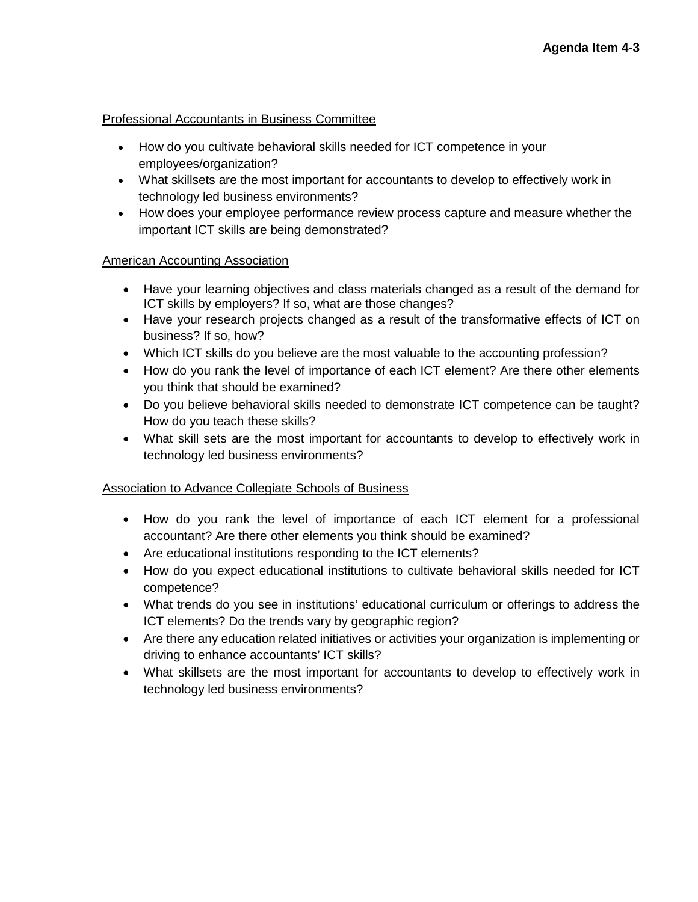Professional Accountants in Business Committee

- How do you cultivate behavioral skills needed for ICT competence in your employees/organization?
- What skillsets are the most important for accountants to develop to effectively work in technology led business environments?
- How does your employee performance review process capture and measure whether the important ICT skills are being demonstrated?

American Accounting Association

- Have your learning objectives and class materials changed as a result of the demand for ICT skills by employers? If so, what are those changes?
- Have your research projects changed as a result of the transformative effects of ICT on business? If so, how?
- Which ICT skills do you believe are the most valuable to the accounting profession?
- How do you rank the level of importance of each ICT element? Are there other elements you think that should be examined?
- Do you believe behavioral skills needed to demonstrate ICT competence can be taught? How do you teach these skills?
- What skill sets are the most important for accountants to develop to effectively work in technology led business environments?

Association to Advance Collegiate Schools of Business

- How do you rank the level of importance of each ICT element for a professional accountant? Are there other elements you think should be examined?
- Are educational institutions responding to the ICT elements?
- How do you expect educational institutions to cultivate behavioral skills needed for ICT competence?
- What trends do you see in institutions' educational curriculum or offerings to address the ICT elements? Do the trends vary by geographic region?
- Are there any education related initiatives or activities your organization is implementing or driving to enhance accountants' ICT skills?
- What skillsets are the most important for accountants to develop to effectively work in technology led business environments?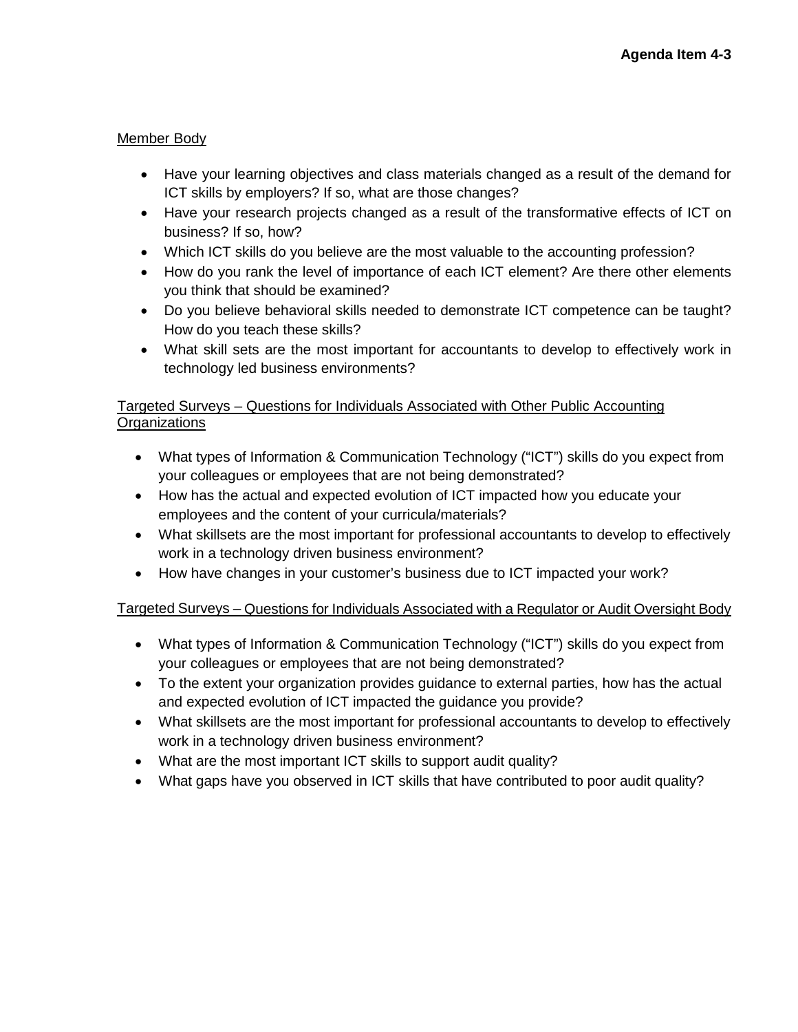Member Body

- Have your learning objectives and class materials changed as a result of the demand for ICT skills by employers? If so, what are those changes?
- Have your research projects changed as a result of the transformative effects of ICT on business? If so, how?
- Which ICT skills do you believe are the most valuable to the accounting profession?
- How do you rank the level of importance of each ICT element? Are there other elements you think that should be examined?
- Do you believe behavioral skills needed to demonstrate ICT competence can be taught? How do you teach these skills?
- What skill sets are the most important for accountants to develop to effectively work in technology led business environments?

Targeted Surveys – Questions for Individuals Associated with Other Public Accounting Organizations

- What types of Information & Communication Technology ("ICT") skills do you expect from your colleagues or employees that are not being demonstrated?
- How has the actual and expected evolution of ICT impacted how you educate your employees and the content of your curricula/materials?
- What skillsets are the most important for professional accountants to develop to effectively work in a technology driven business environment?
- How have changes in your customer's business due to ICT impacted your work?

Targeted Surveys – Questions for Individuals Associated with a Regulator or Audit Oversight Body

- What types of Information & Communication Technology ("ICT") skills do you expect from your colleagues or employees that are not being demonstrated?
- To the extent your organization provides guidance to external parties, how has the actual and expected evolution of ICT impacted the guidance you provide?
- What skillsets are the most important for professional accountants to develop to effectively work in a technology driven business environment?
- What are the most important ICT skills to support audit quality?
- What gaps have you observed in ICT skills that have contributed to poor audit quality?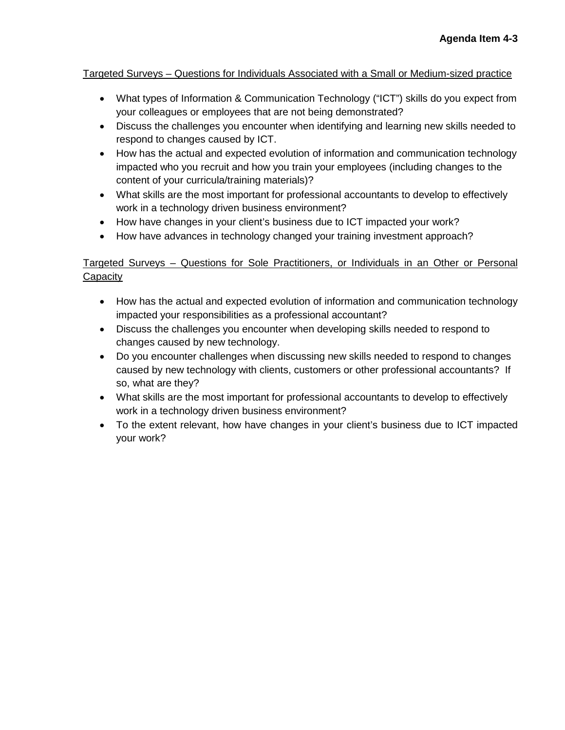Targeted Surveys – Questions for Individuals Associated with a Small or Medium-sized practice

- What types of Information & Communication Technology ("ICT") skills do you expect from your colleagues or employees that are not being demonstrated?
- Discuss the challenges you encounter when identifying and learning new skills needed to respond to changes caused by ICT.
- How has the actual and expected evolution of information and communication technology impacted who you recruit and how you train your employees (including changes to the content of your curricula/training materials)?
- What skills are the most important for professional accountants to develop to effectively work in a technology driven business environment?
- How have changes in your client's business due to ICT impacted your work?
- How have advances in technology changed your training investment approach?

Targeted Surveys – Questions for Sole Practitioners, or Individuals in an Other or Personal Capacity

- How has the actual and expected evolution of information and communication technology impacted your responsibilities as a professional accountant?
- Discuss the challenges you encounter when developing skills needed to respond to changes caused by new technology.
- Do you encounter challenges when discussing new skills needed to respond to changes caused by new technology with clients, customers or other professional accountants? If so, what are they?
- What skills are the most important for professional accountants to develop to effectively work in a technology driven business environment?
- To the extent relevant, how have changes in your client's business due to ICT impacted your work?